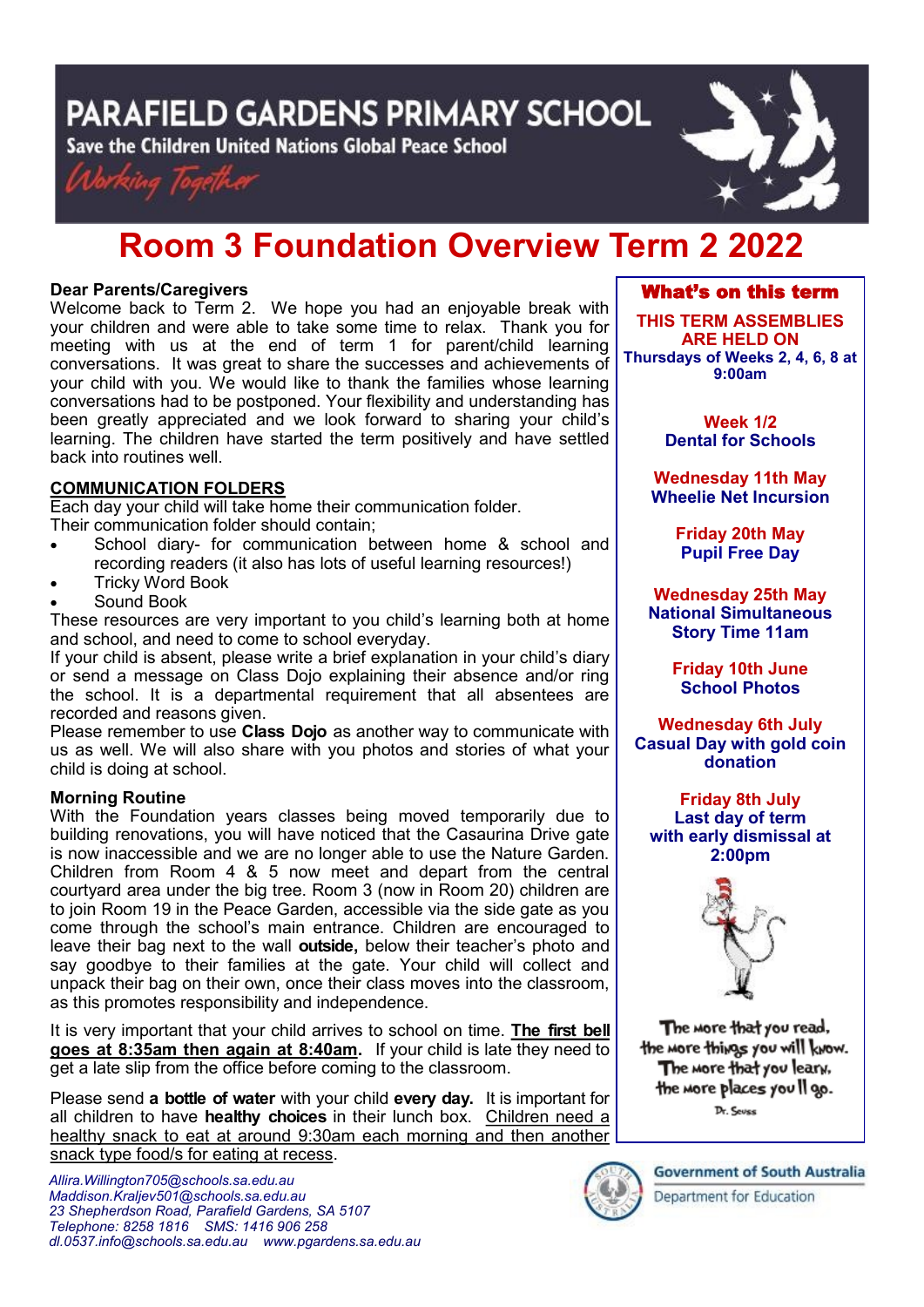# PARAFIELD GARDENS PRIMARY SCHOOL

Save the Children United Nations Global Peace School

*Working Together*

# Room 3 Foundation Overview Term 2 2022

**Dear Parents/Caregivers**

Welcome back to Term 2. We hope you had an enjoyable break with your children and were able to take some time to relax. Thank you for meeting with us at the end of term 1 for parent/child learning conversations. It was great to share the successes and achievements of your child with you. We would like to thank the families whose learning conversations had to be postponed. Your flexibility and understanding has been greatly appreciated and we look forward to sharing your child's learning. The children have started the term positively and have settled back into routines well.

## COMMUNICATION FOLDERS

Each day your child will take home their communication folder.
Their communication folder should contain;

- School diary- for communication between home & school and recording readers (it also has lots of useful learning resources!)
- Tricky Word Book
- Sound Book

These resources are very important to you child's learning both at home and school, and need to come to school everyday.

If your child is absent, please write a brief explanation in your child's diary or send a message on Class Dojo explaining their absence and/or ring the school. It is a departmental requirement that all absentees are recorded and reasons given.

Please remember to use **Class Dojo** as another way to communicate with us as well. We will also share with you photos and stories of what your child is doing at school.

### Morning Routine

With the Foundation years classes being moved temporarily due to building renovations, you will have noticed that the Casaurina Drive gate is now inaccessible and we are no longer able to use the Nature Garden. Children from Room 4 & 5 now meet and depart from the central courtyard area under the big tree. Room 3 (now in Room 20) children are to join Room 19 in the Peace Garden, accessible via the side gate as you come through the school's main entrance. Children are encouraged to leave their bag next to the wall **outside,** below their teacher's photo and say goodbye to their families at the gate. Your child will collect and unpack their bag on their own, once their class moves into the classroom, as this promotes responsibility and independence.

It is very important that your child arrives to school on time. **The first bell goes at 8:35am then again at 8:40am.** If your child is late they need to get a late slip from the office before coming to the classroom.

Please send **a bottle of water** with your child **every day.** It is important for all children to have **healthy choices** in their lunch box. Children need a healthy snack to eat at around 9:30am each morning and then another snack type food/s for eating at recess.

## What's on this term

**THIS TERM ASSEMBLIES ARE HELD ON**
**Thursdays of Weeks 2, 4, 6, 8 at 9:00am**

**Week 1/2**
**Dental for Schools**

**Wednesday 11th May**
**Wheelie Net Incursion**

**Friday 20th May**
**Pupil Free Day**

**Wednesday 25th May**
**National Simultaneous Story Time 11am**

**Friday 10th June**
**School Photos**

**Wednesday 6th July**
**Casual Day with gold coin donation**

**Friday 8th July**
**Last day of term with early dismissal at 2:00pm**

The more that you read, the more things you will know. The more that you learn, the more places you'll go.
Dr. Seuss

*Allira.Willington705@schools.sa.edu.au*
*Maddison.Kraljev501@schools.sa.edu.au*
*23 Shepherdson Road, Parafield Gardens, SA 5107*
*Telephone: 8258 1816 SMS: 1416 906 258*
*dl.0537.info@schools.sa.edu.au www.pgardens.sa.edu.au*

Government of South Australia
Department for Education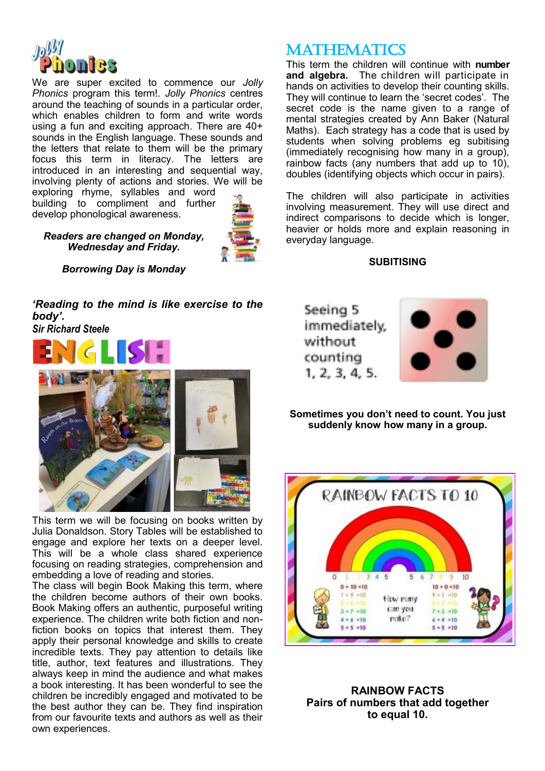# Jolly Phonics

We are super excited to commence our *Jolly Phonics* program this term!. *Jolly Phonics* centres around the teaching of sounds in a particular order, which enables children to form and write words using a fun and exciting approach. There are 40+ sounds in the English language. These sounds and the letters that relate to them will be the primary focus this term in literacy. The letters are introduced in an interesting and sequential way, involving plenty of actions and stories. We will be exploring rhyme, syllables and word building to compliment and further develop phonological awareness.

***Readers are changed on Monday, Wednesday and Friday.***

***Borrowing Day is Monday***

***'Reading to the mind is like exercise to the body'.***
***Sir Richard Steele***

# ENGLISH

This term we will be focusing on books written by Julia Donaldson. Story Tables will be established to engage and explore her texts on a deeper level. This will be a whole class shared experience focusing on reading strategies, comprehension and embedding a love of reading and stories.

The class will begin Book Making this term, where the children become authors of their own books. Book Making offers an authentic, purposeful writing experience. The children write both fiction and non-fiction books on topics that interest them. They apply their personal knowledge and skills to create incredible texts. They pay attention to details like title, author, text features and illustrations. They always keep in mind the audience and what makes a book interesting. It has been wonderful to see the children be incredibly engaged and motivated to be the best author they can be. They find inspiration from our favourite texts and authors as well as their own experiences.

# MATHEMATICS

This term the children will continue with **number and algebra.** The children will participate in hands on activities to develop their counting skills. They will continue to learn the 'secret codes'. The secret code is the name given to a range of mental strategies created by Ann Baker (Natural Maths). Each strategy has a code that is used by students when solving problems eg subitising (immediately recognising how many in a group), rainbow facts (any numbers that add up to 10), doubles (identifying objects which occur in pairs).

The children will also participate in activities involving measurement. They will use direct and indirect comparisons to decide which is longer, heavier or holds more and explain reasoning in everyday language.

**SUBITISING**

Seeing 5 immediately, without counting 1, 2, 3, 4, 5.

**Sometimes you don't need to count. You just suddenly know how many in a group.**

RAINBOW FACTS TO 10

**RAINBOW FACTS**
**Pairs of numbers that add together to equal 10.**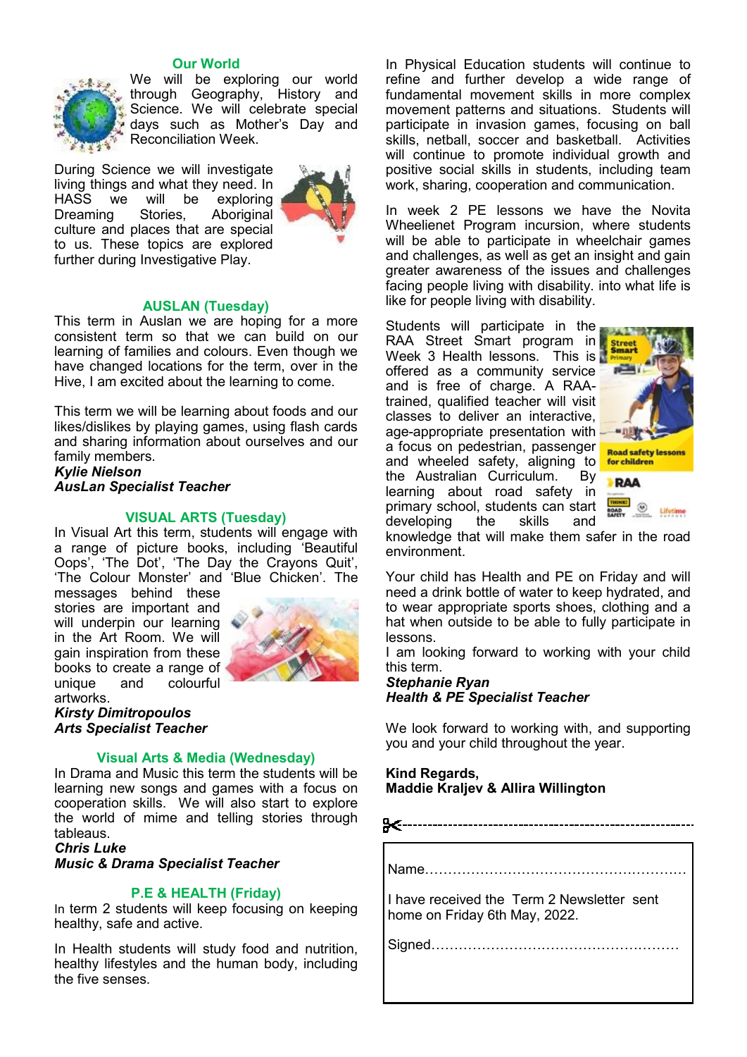## Our World

We will be exploring our world through Geography, History and Science. We will celebrate special days such as Mother's Day and Reconciliation Week.

During Science we will investigate living things and what they need. In HASS we will be exploring Dreaming Stories, Aboriginal culture and places that are special to us. These topics are explored further during Investigative Play.

## AUSLAN (Tuesday)

This term in Auslan we are hoping for a more consistent term so that we can build on our learning of families and colours. Even though we have changed locations for the term, over in the Hive, I am excited about the learning to come.

This term we will be learning about foods and our likes/dislikes by playing games, using flash cards and sharing information about ourselves and our family members.

***Kylie Nielson***
***AusLan Specialist Teacher***

## VISUAL ARTS (Tuesday)

In Visual Art this term, students will engage with a range of picture books, including 'Beautiful Oops', 'The Dot', 'The Day the Crayons Quit', 'The Colour Monster' and 'Blue Chicken'. The messages behind these stories are important and will underpin our learning in the Art Room. We will gain inspiration from these books to create a range of unique and colourful artworks.

***Kirsty Dimitropoulos***
***Arts Specialist Teacher***

## Visual Arts & Media (Wednesday)

In Drama and Music this term the students will be learning new songs and games with a focus on cooperation skills. We will also start to explore the world of mime and telling stories through tableaus.

***Chris Luke***
***Music & Drama Specialist Teacher***

## P.E & HEALTH (Friday)

In term 2 students will keep focusing on keeping healthy, safe and active.

In Health students will study food and nutrition, healthy lifestyles and the human body, including the five senses.

In Physical Education students will continue to refine and further develop a wide range of fundamental movement skills in more complex movement patterns and situations. Students will participate in invasion games, focusing on ball skills, netball, soccer and basketball. Activities will continue to promote individual growth and positive social skills in students, including team work, sharing, cooperation and communication.

In week 2 PE lessons we have the Novita Wheelienet Program incursion, where students will be able to participate in wheelchair games and challenges, as well as get an insight and gain greater awareness of the issues and challenges facing people living with disability. into what life is like for people living with disability.

Students will participate in the RAA Street Smart program in Week 3 Health lessons. This is offered as a community service and is free of charge. A RAA-trained, qualified teacher will visit classes to deliver an interactive, age-appropriate presentation with a focus on pedestrian, passenger and wheeled safety, aligning to the Australian Curriculum. By learning about road safety in primary school, students can start developing the skills and knowledge that will make them safer in the road environment.

Your child has Health and PE on Friday and will need a drink bottle of water to keep hydrated, and to wear appropriate sports shoes, clothing and a hat when outside to be able to fully participate in lessons.

I am looking forward to working with your child this term.

***Stephanie Ryan***
***Health & PE Specialist Teacher***

We look forward to working with, and supporting you and your child throughout the year.

**Kind Regards,**
**Maddie Kraljev & Allira Willington**

---

Name.......................................................

I have received the Term 2 Newsletter sent home on Friday 6th May, 2022.

Signed....................................................